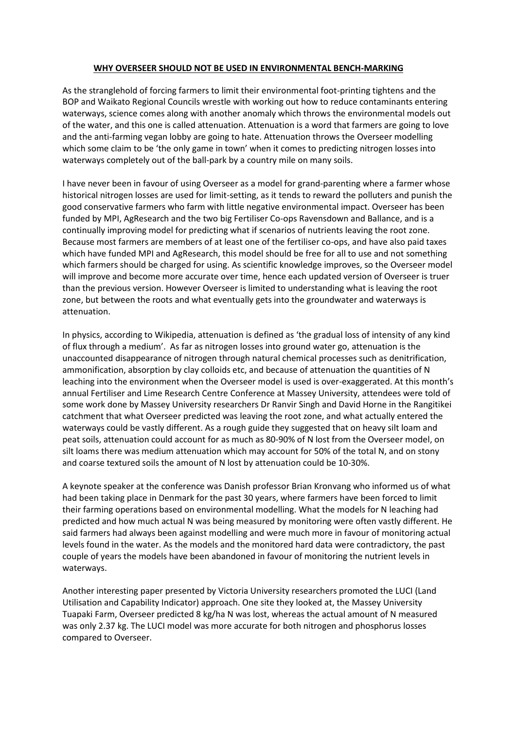# WHY OVERSEER SHOULD NOT BE USED IN ENVIRONMENTAL BENCH-MARKING

As the stranglehold of forcing farmers to limit their environmental foot-printing tightens and the BOP and Waikato Regional Councils wrestle with working out how to reduce contaminants entering waterways, science comes along with another anomaly which throws the environmental models out of the water, and this one is called attenuation. Attenuation is a word that farmers are going to love and the anti-farming vegan lobby are going to hate. Attenuation throws the Overseer modelling which some claim to be 'the only game in town' when it comes to predicting nitrogen losses into waterways completely out of the ball-park by a country mile on many soils.

I have never been in favour of using Overseer as a model for grand-parenting where a farmer whose historical nitrogen losses are used for limit-setting, as it tends to reward the polluters and punish the good conservative farmers who farm with little negative environmental impact. Overseer has been funded by MPI, AgResearch and the two big Fertiliser Co-ops Ravensdown and Ballance, and is a continually improving model for predicting what if scenarios of nutrients leaving the root zone. Because most farmers are members of at least one of the fertiliser co-ops, and have also paid taxes which have funded MPI and AgResearch, this model should be free for all to use and not something which farmers should be charged for using. As scientific knowledge improves, so the Overseer model will improve and become more accurate over time, hence each updated version of Overseer is truer than the previous version. However Overseer is limited to understanding what is leaving the root zone, but between the roots and what eventually gets into the groundwater and waterways is attenuation.

In physics, according to Wikipedia, attenuation is defined as 'the gradual loss of intensity of any kind of flux through a medium'. As far as nitrogen losses into ground water go, attenuation is the unaccounted disappearance of nitrogen through natural chemical processes such as denitrification, ammonification, absorption by clay colloids etc, and because of attenuation the quantities of N leaching into the environment when the Overseer model is used is over-exaggerated. At this month's annual Fertiliser and Lime Research Centre Conference at Massey University, attendees were told of some work done by Massey University researchers Dr Ranvir Singh and David Horne in the Rangitikei catchment that what Overseer predicted was leaving the root zone, and what actually entered the waterways could be vastly different. As a rough guide they suggested that on heavy silt loam and peat soils, attenuation could account for as much as 80-90% of N lost from the Overseer model, on silt loams there was medium attenuation which may account for 50% of the total N, and on stony and coarse textured soils the amount of N lost by attenuation could be 10-30%.

A keynote speaker at the conference was Danish professor Brian Kronvang who informed us of what had been taking place in Denmark for the past 30 years, where farmers have been forced to limit their farming operations based on environmental modelling. What the models for N leaching had predicted and how much actual N was being measured by monitoring were often vastly different. He said farmers had always been against modelling and were much more in favour of monitoring actual levels found in the water. As the models and the monitored hard data were contradictory, the past couple of years the models have been abandoned in favour of monitoring the nutrient levels in waterways.

Another interesting paper presented by Victoria University researchers promoted the LUCI (Land Utilisation and Capability Indicator) approach. One site they looked at, the Massey University Tuapaki Farm, Overseer predicted 8 kg/ha N was lost, whereas the actual amount of N measured was only 2.37 kg. The LUCI model was more accurate for both nitrogen and phosphorus losses compared to Overseer.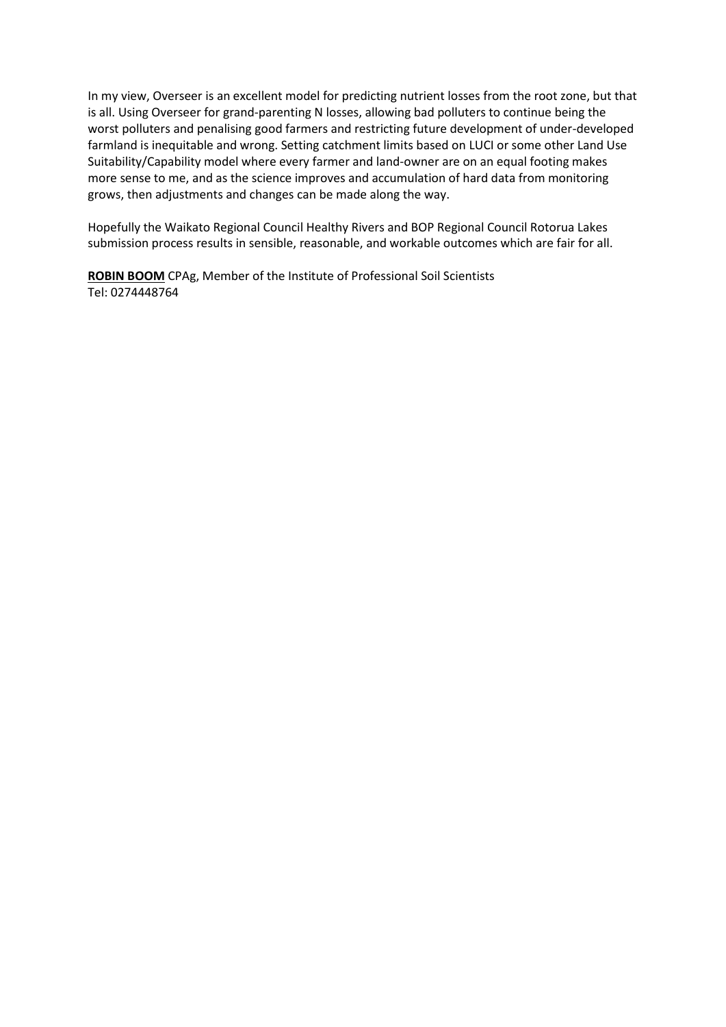In my view, Overseer is an excellent model for predicting nutrient losses from the root zone, but that is all. Using Overseer for grand-parenting N losses, allowing bad polluters to continue being the worst polluters and penalising good farmers and restricting future development of under-developed farmland is inequitable and wrong. Setting catchment limits based on LUCI or some other Land Use Suitability/Capability model where every farmer and land-owner are on an equal footing makes more sense to me, and as the science improves and accumulation of hard data from monitoring grows, then adjustments and changes can be made along the way.

Hopefully the Waikato Regional Council Healthy Rivers and BOP Regional Council Rotorua Lakes submission process results in sensible, reasonable, and workable outcomes which are fair for all.

**ROBIN BOOM** CPAg, Member of the Institute of Professional Soil Scientists
Tel: 0274448764